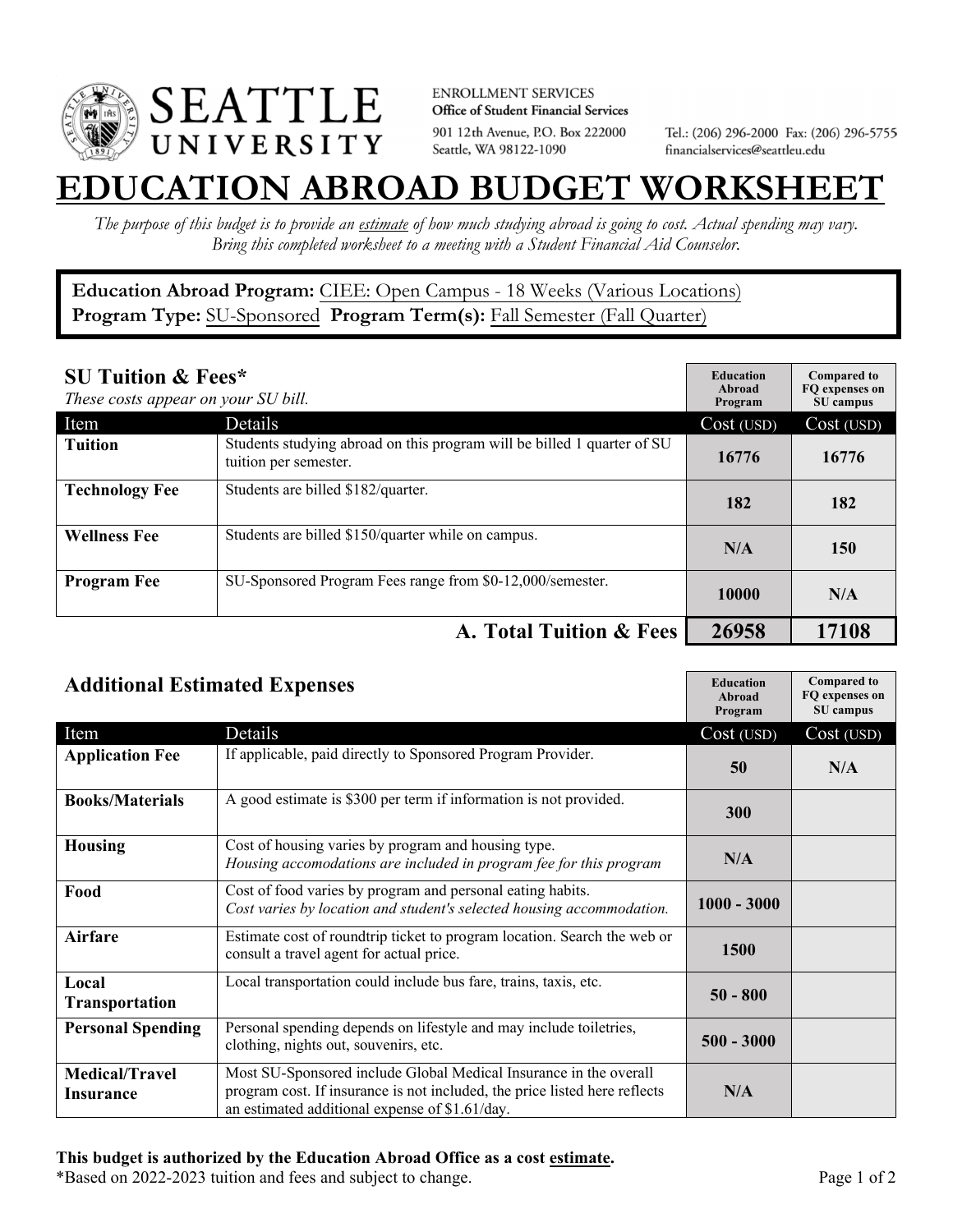ENROLLMENT SERVICES
**Office of Student Financial Services**
901 12th Avenue, P.O. Box 222000
Seattle, WA 98122-1090

Tel.: (206) 296-2000 Fax: (206) 296-5755
financialservices@seattleu.edu

# EDUCATION ABROAD BUDGET WORKSHEET

*The purpose of this budget is to provide an estimate of how much studying abroad is going to cost. Actual spending may vary. Bring this completed worksheet to a meeting with a Student Financial Aid Counselor.*

**Education Abroad Program:** CIEE: Open Campus - 18 Weeks (Various Locations)
**Program Type:** SU-Sponsored **Program Term(s):** Fall Semester (Fall Quarter)

## SU Tuition & Fees*

*These costs appear on your SU bill.*

| Item | Details | Education Abroad Program Cost (USD) | Compared to FQ expenses on SU campus Cost (USD) |
|---|---|---|---|
| **Tuition** | Students studying abroad on this program will be billed 1 quarter of SU tuition per semester. | 16776 | 16776 |
| **Technology Fee** | Students are billed $182/quarter. | 182 | 182 |
| **Wellness Fee** | Students are billed $150/quarter while on campus. | N/A | 150 |
| **Program Fee** | SU-Sponsored Program Fees range from $0-12,000/semester. | 10000 | N/A |
| | **A. Total Tuition & Fees** | **26958** | **17108** |

## Additional Estimated Expenses

| Item | Details | Education Abroad Program Cost (USD) | Compared to FQ expenses on SU campus Cost (USD) |
|---|---|---|---|
| **Application Fee** | If applicable, paid directly to Sponsored Program Provider. | 50 | N/A |
| **Books/Materials** | A good estimate is $300 per term if information is not provided. | 300 | |
| **Housing** | Cost of housing varies by program and housing type. *Housing accomodations are included in program fee for this program* | N/A | |
| **Food** | Cost of food varies by program and personal eating habits. *Cost varies by location and student's selected housing accommodation.* | 1000 - 3000 | |
| **Airfare** | Estimate cost of roundtrip ticket to program location. Search the web or consult a travel agent for actual price. | 1500 | |
| **Local Transportation** | Local transportation could include bus fare, trains, taxis, etc. | 50 - 800 | |
| **Personal Spending** | Personal spending depends on lifestyle and may include toiletries, clothing, nights out, souvenirs, etc. | 500 - 3000 | |
| **Medical/Travel Insurance** | Most SU-Sponsored include Global Medical Insurance in the overall program cost. If insurance is not included, the price listed here reflects an estimated additional expense of $1.61/day. | N/A | |

**This budget is authorized by the Education Abroad Office as a cost estimate.**
*Based on 2022-2023 tuition and fees and subject to change.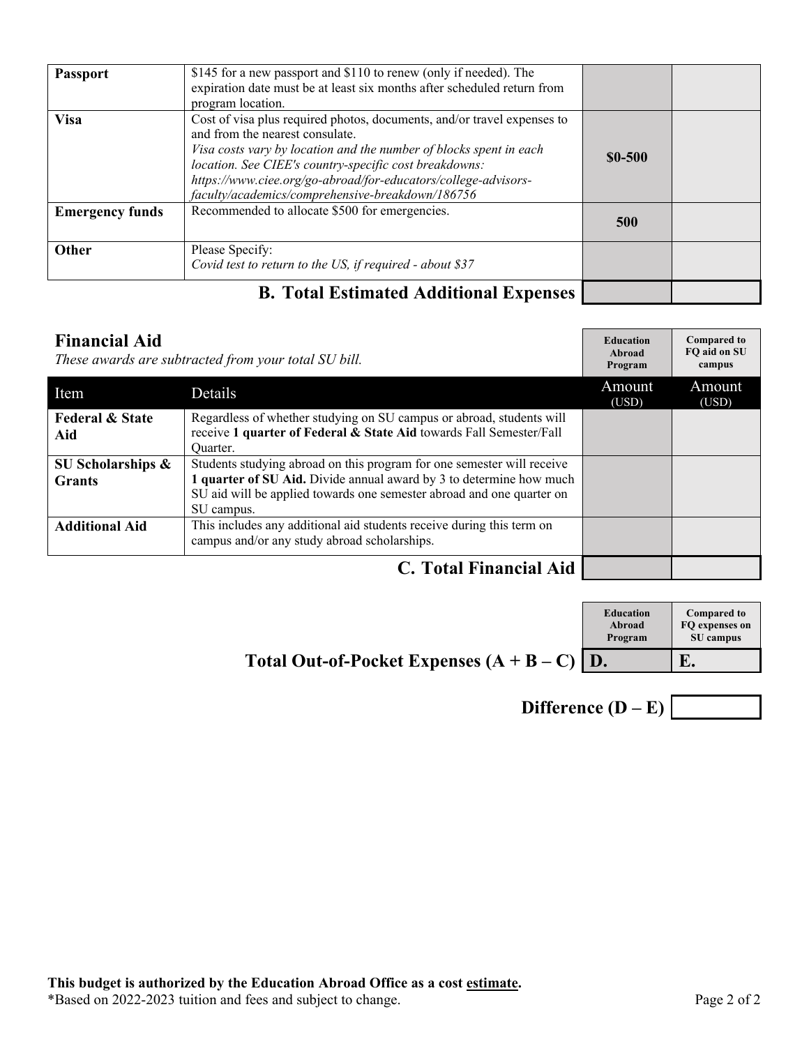| | | | |
|---|---|---|---|
| **Passport** | $145 for a new passport and $110 to renew (only if needed). The expiration date must be at least six months after scheduled return from program location. | | |
| **Visa** | Cost of visa plus required photos, documents, and/or travel expenses to and from the nearest consulate. *Visa costs vary by location and the number of blocks spent in each location. See CIEE's country-specific cost breakdowns: https://www.ciee.org/go-abroad/for-educators/college-advisors-faculty/academics/comprehensive-breakdown/186756* | **$0-500** | |
| **Emergency funds** | Recommended to allocate $500 for emergencies. | **500** | |
| **Other** | Please Specify: *Covid test to return to the US, if required - about $37* | | |
| | **B. Total Estimated Additional Expenses** | | |

## Financial Aid

*These awards are subtracted from your total SU bill.*

| Item | Details | Education Abroad Program Amount (USD) | Compared to FQ aid on SU campus Amount (USD) |
|---|---|---|---|
| **Federal & State Aid** | Regardless of whether studying on SU campus or abroad, students will receive **1 quarter of Federal & State Aid** towards Fall Semester/Fall Quarter. | | |
| **SU Scholarships & Grants** | Students studying abroad on this program for one semester will receive **1 quarter of SU Aid.** Divide annual award by 3 to determine how much SU aid will be applied towards one semester abroad and one quarter on SU campus. | | |
| **Additional Aid** | This includes any additional aid students receive during this term on campus and/or any study abroad scholarships. | | |
| | **C. Total Financial Aid** | | |

| | Education Abroad Program | Compared to FQ expenses on SU campus |
|---|---|---|
| **Total Out-of-Pocket Expenses (A + B – C)** | **D.** | **E.** |

| | |
|---|---|
| **Difference (D – E)** | |

**This budget is authorized by the Education Abroad Office as a cost estimate.**
*Based on 2022-2023 tuition and fees and subject to change.